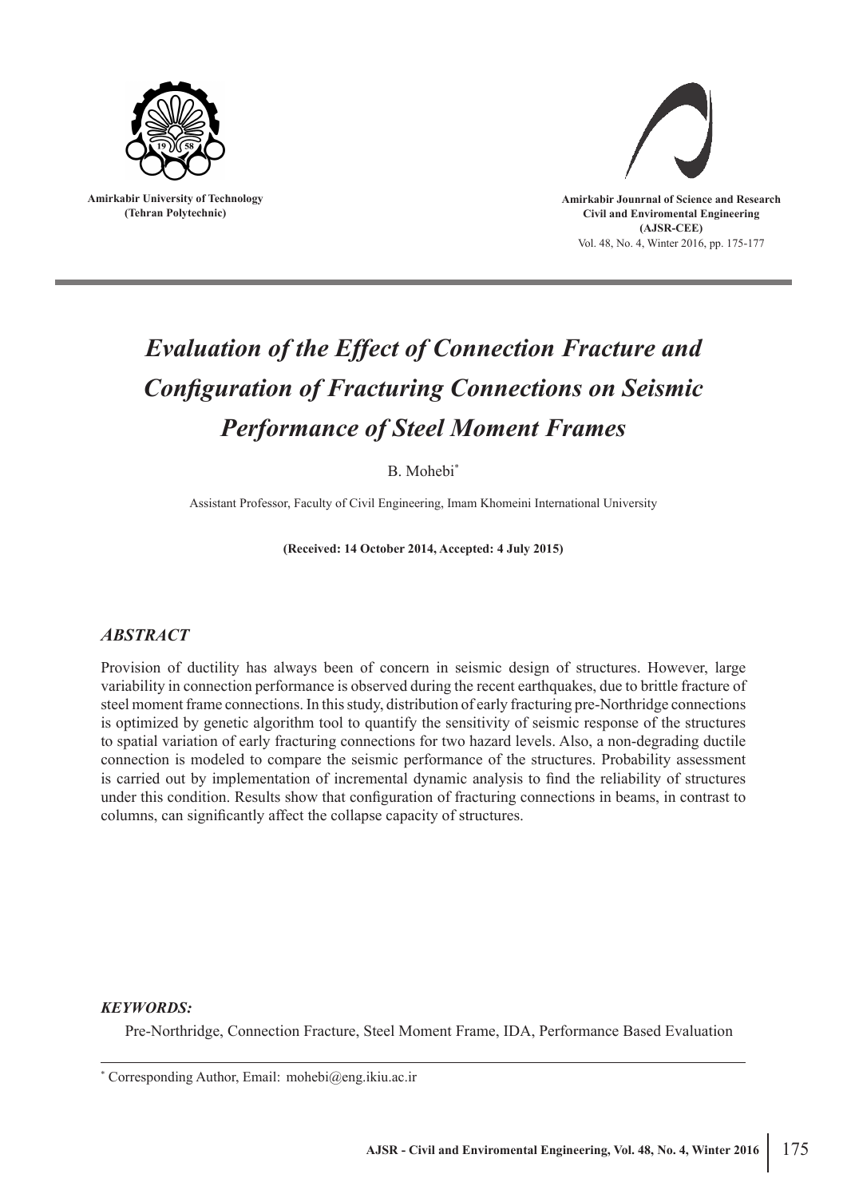Amirkabir University of Technology
(Tehran Polytechnic)

Amirkabir Jounrnal of Science and Research
Civil and Enviromental Engineering
(AJSR-CEE)
Vol. 48, No. 4, Winter 2016, pp. 175-177

# *Evaluation of the Effect of Connection Fracture and Configuration of Fracturing Connections on Seismic Performance of Steel Moment Frames*

B. Mohebi[*]

Assistant Professor, Faculty of Civil Engineering, Imam Khomeini International University

**(Received: 14 October 2014, Accepted: 4 July 2015)**

## *ABSTRACT*

Provision of ductility has always been of concern in seismic design of structures. However, large variability in connection performance is observed during the recent earthquakes, due to brittle fracture of steel moment frame connections. In this study, distribution of early fracturing pre-Northridge connections is optimized by genetic algorithm tool to quantify the sensitivity of seismic response of the structures to spatial variation of early fracturing connections for two hazard levels. Also, a non-degrading ductile connection is modeled to compare the seismic performance of the structures. Probability assessment is carried out by implementation of incremental dynamic analysis to find the reliability of structures under this condition. Results show that configuration of fracturing connections in beams, in contrast to columns, can significantly affect the collapse capacity of structures.

***KEYWORDS:***

Pre-Northridge, Connection Fracture, Steel Moment Frame, IDA, Performance Based Evaluation

---

[*] Corresponding Author, Email: mohebi@eng.ikiu.ac.ir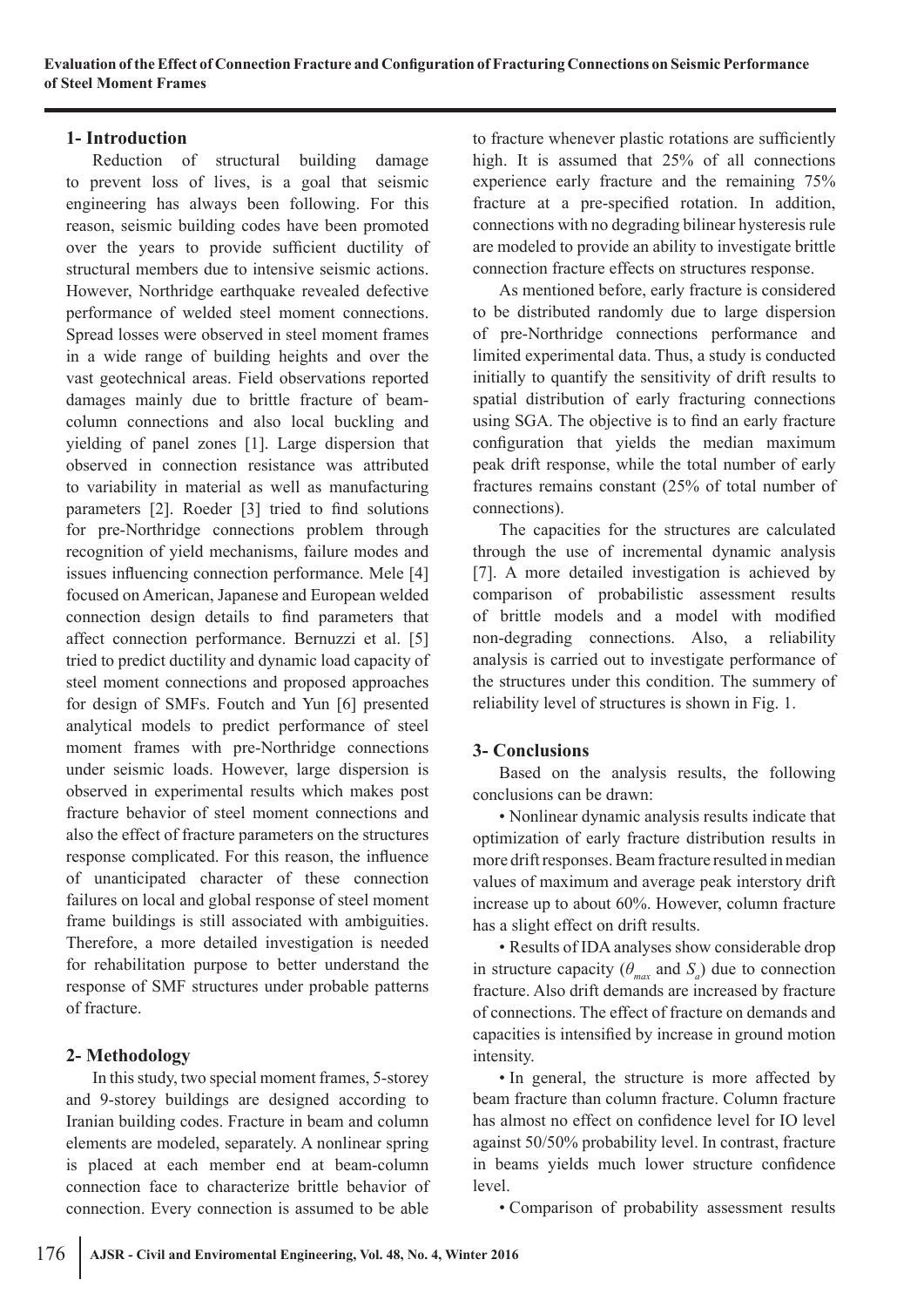## 1- Introduction

Reduction of structural building damage to prevent loss of lives, is a goal that seismic engineering has always been following. For this reason, seismic building codes have been promoted over the years to provide sufficient ductility of structural members due to intensive seismic actions. However, Northridge earthquake revealed defective performance of welded steel moment connections. Spread losses were observed in steel moment frames in a wide range of building heights and over the vast geotechnical areas. Field observations reported damages mainly due to brittle fracture of beam-column connections and also local buckling and yielding of panel zones [1]. Large dispersion that observed in connection resistance was attributed to variability in material as well as manufacturing parameters [2]. Roeder [3] tried to find solutions for pre-Northridge connections problem through recognition of yield mechanisms, failure modes and issues influencing connection performance. Mele [4] focused on American, Japanese and European welded connection design details to find parameters that affect connection performance. Bernuzzi et al. [5] tried to predict ductility and dynamic load capacity of steel moment connections and proposed approaches for design of SMFs. Foutch and Yun [6] presented analytical models to predict performance of steel moment frames with pre-Northridge connections under seismic loads. However, large dispersion is observed in experimental results which makes post fracture behavior of steel moment connections and also the effect of fracture parameters on the structures response complicated. For this reason, the influence of unanticipated character of these connection failures on local and global response of steel moment frame buildings is still associated with ambiguities. Therefore, a more detailed investigation is needed for rehabilitation purpose to better understand the response of SMF structures under probable patterns of fracture.

## 2- Methodology

In this study, two special moment frames, 5-storey and 9-storey buildings are designed according to Iranian building codes. Fracture in beam and column elements are modeled, separately. A nonlinear spring is placed at each member end at beam-column connection face to characterize brittle behavior of connection. Every connection is assumed to be able to fracture whenever plastic rotations are sufficiently high. It is assumed that 25% of all connections experience early fracture and the remaining 75% fracture at a pre-specified rotation. In addition, connections with no degrading bilinear hysteresis rule are modeled to provide an ability to investigate brittle connection fracture effects on structures response.

As mentioned before, early fracture is considered to be distributed randomly due to large dispersion of pre-Northridge connections performance and limited experimental data. Thus, a study is conducted initially to quantify the sensitivity of drift results to spatial distribution of early fracturing connections using SGA. The objective is to find an early fracture configuration that yields the median maximum peak drift response, while the total number of early fractures remains constant (25% of total number of connections).

The capacities for the structures are calculated through the use of incremental dynamic analysis [7]. A more detailed investigation is achieved by comparison of probabilistic assessment results of brittle models and a model with modified non-degrading connections. Also, a reliability analysis is carried out to investigate performance of the structures under this condition. The summery of reliability level of structures is shown in Fig. 1.

## 3- Conclusions

Based on the analysis results, the following conclusions can be drawn:

- Nonlinear dynamic analysis results indicate that optimization of early fracture distribution results in more drift responses. Beam fracture resulted in median values of maximum and average peak interstory drift increase up to about 60%. However, column fracture has a slight effect on drift results.
- Results of IDA analyses show considerable drop in structure capacity ($\theta_{max}$ and $S_a$) due to connection fracture. Also drift demands are increased by fracture of connections. The effect of fracture on demands and capacities is intensified by increase in ground motion intensity.
- In general, the structure is more affected by beam fracture than column fracture. Column fracture has almost no effect on confidence level for IO level against 50/50% probability level. In contrast, fracture in beams yields much lower structure confidence level.
- Comparison of probability assessment results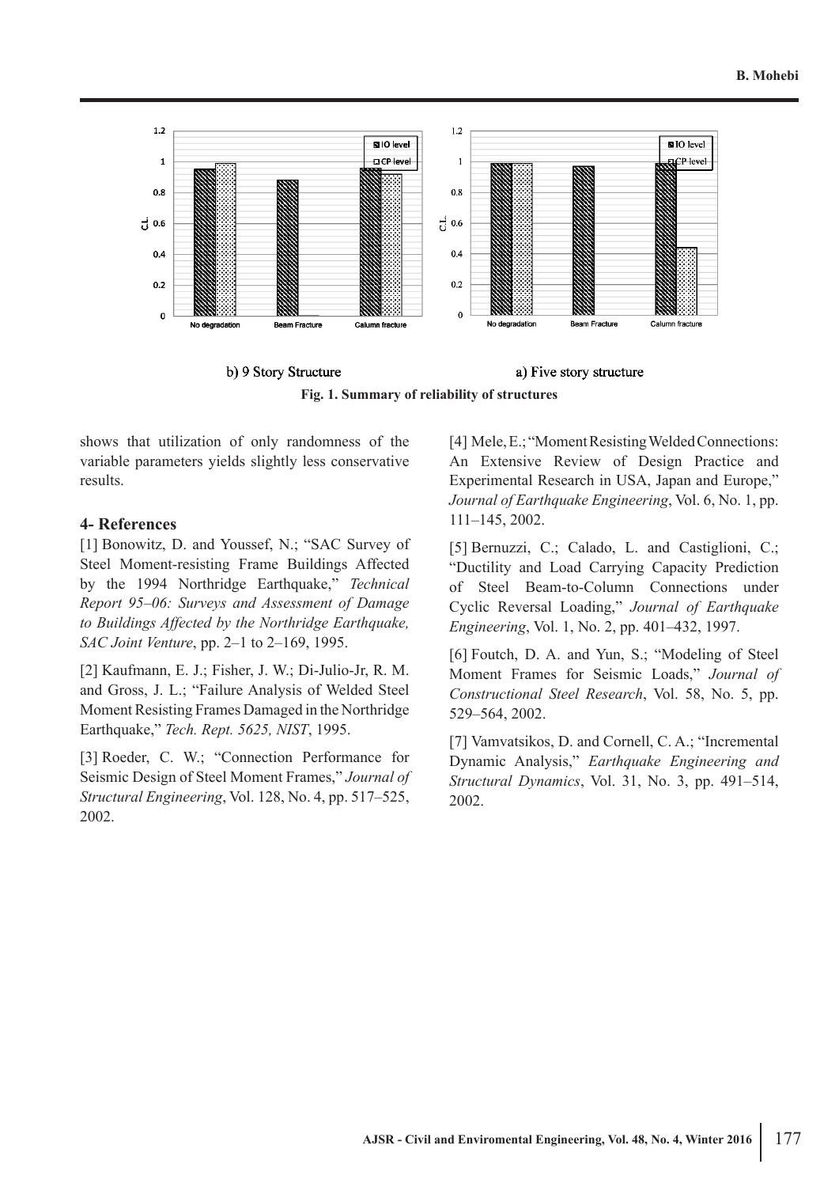1.2

1

0.8

C.L. 0.6

0.4

0.2

0

IO level

CP level

No degradation

Beam Fracture

Calumn fracture

b) 9 Story Structure

1.2

1

0.8

C.L. 0.6

0.4

0.2

0

IO level

CP level

No degradation

Beam Fracture

Calumn fracture

a) Five story structure

**Fig. 1. Summary of reliability of structures**

shows that utilization of only randomness of the variable parameters yields slightly less conservative results.

## 4- References

[1] Bonowitz, D. and Youssef, N.; "SAC Survey of Steel Moment-resisting Frame Buildings Affected by the 1994 Northridge Earthquake," *Technical Report 95–06: Surveys and Assessment of Damage to Buildings Affected by the Northridge Earthquake, SAC Joint Venture*, pp. 2–1 to 2–169, 1995.

[2] Kaufmann, E. J.; Fisher, J. W.; Di-Julio-Jr, R. M. and Gross, J. L.; "Failure Analysis of Welded Steel Moment Resisting Frames Damaged in the Northridge Earthquake," *Tech. Rept. 5625, NIST*, 1995.

[3] Roeder, C. W.; "Connection Performance for Seismic Design of Steel Moment Frames," *Journal of Structural Engineering*, Vol. 128, No. 4, pp. 517–525, 2002.

[4] Mele, E.; "Moment Resisting Welded Connections: An Extensive Review of Design Practice and Experimental Research in USA, Japan and Europe," *Journal of Earthquake Engineering*, Vol. 6, No. 1, pp. 111–145, 2002.

[5] Bernuzzi, C.; Calado, L. and Castiglioni, C.; "Ductility and Load Carrying Capacity Prediction of Steel Beam-to-Column Connections under Cyclic Reversal Loading," *Journal of Earthquake Engineering*, Vol. 1, No. 2, pp. 401–432, 1997.

[6] Foutch, D. A. and Yun, S.; "Modeling of Steel Moment Frames for Seismic Loads," *Journal of Constructional Steel Research*, Vol. 58, No. 5, pp. 529–564, 2002.

[7] Vamvatsikos, D. and Cornell, C. A.; "Incremental Dynamic Analysis," *Earthquake Engineering and Structural Dynamics*, Vol. 31, No. 3, pp. 491–514, 2002.